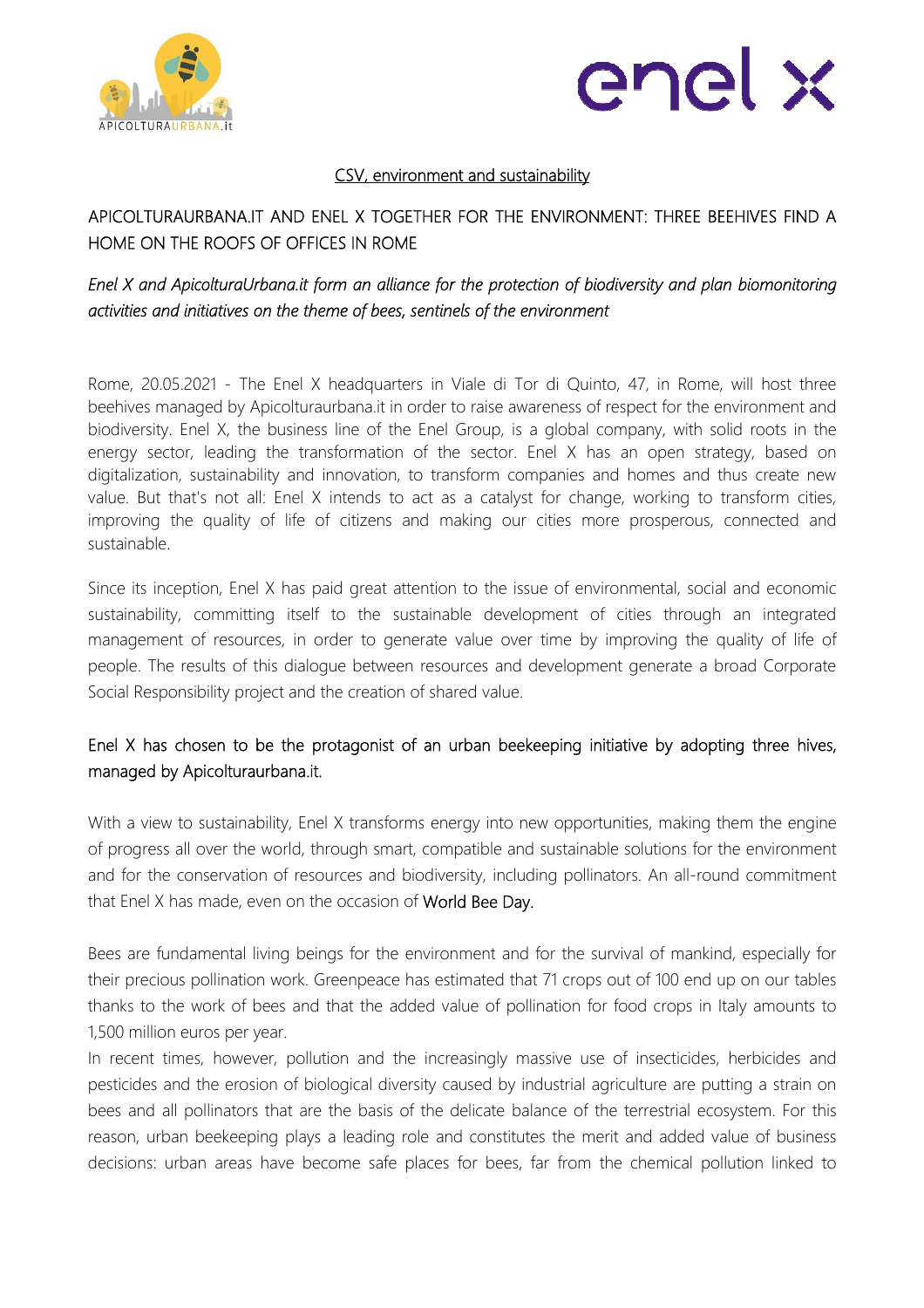CSV, environment and sustainability

## APICOLTURAURBANA.IT AND ENEL X TOGETHER FOR THE ENVIRONMENT: THREE BEEHIVES FIND A HOME ON THE ROOFS OF OFFICES IN ROME

*Enel X and ApicolturaUrbana.it form an alliance for the protection of biodiversity and plan biomonitoring activities and initiatives on the theme of bees, sentinels of the environment*

Rome, 20.05.2021 - The Enel X headquarters in Viale di Tor di Quinto, 47, in Rome, will host three beehives managed by Apicolturaurbana.it in order to raise awareness of respect for the environment and biodiversity. Enel X, the business line of the Enel Group, is a global company, with solid roots in the energy sector, leading the transformation of the sector. Enel X has an open strategy, based on digitalization, sustainability and innovation, to transform companies and homes and thus create new value. But that's not all: Enel X intends to act as a catalyst for change, working to transform cities, improving the quality of life of citizens and making our cities more prosperous, connected and sustainable.

Since its inception, Enel X has paid great attention to the issue of environmental, social and economic sustainability, committing itself to the sustainable development of cities through an integrated management of resources, in order to generate value over time by improving the quality of life of people. The results of this dialogue between resources and development generate a broad Corporate Social Responsibility project and the creation of shared value.

Enel X has chosen to be the protagonist of an urban beekeeping initiative by adopting three hives, managed by Apicolturaurbana.it.

With a view to sustainability, Enel X transforms energy into new opportunities, making them the engine of progress all over the world, through smart, compatible and sustainable solutions for the environment and for the conservation of resources and biodiversity, including pollinators. An all-round commitment that Enel X has made, even on the occasion of World Bee Day.

Bees are fundamental living beings for the environment and for the survival of mankind, especially for their precious pollination work. Greenpeace has estimated that 71 crops out of 100 end up on our tables thanks to the work of bees and that the added value of pollination for food crops in Italy amounts to 1,500 million euros per year.

In recent times, however, pollution and the increasingly massive use of insecticides, herbicides and pesticides and the erosion of biological diversity caused by industrial agriculture are putting a strain on bees and all pollinators that are the basis of the delicate balance of the terrestrial ecosystem. For this reason, urban beekeeping plays a leading role and constitutes the merit and added value of business decisions: urban areas have become safe places for bees, far from the chemical pollution linked to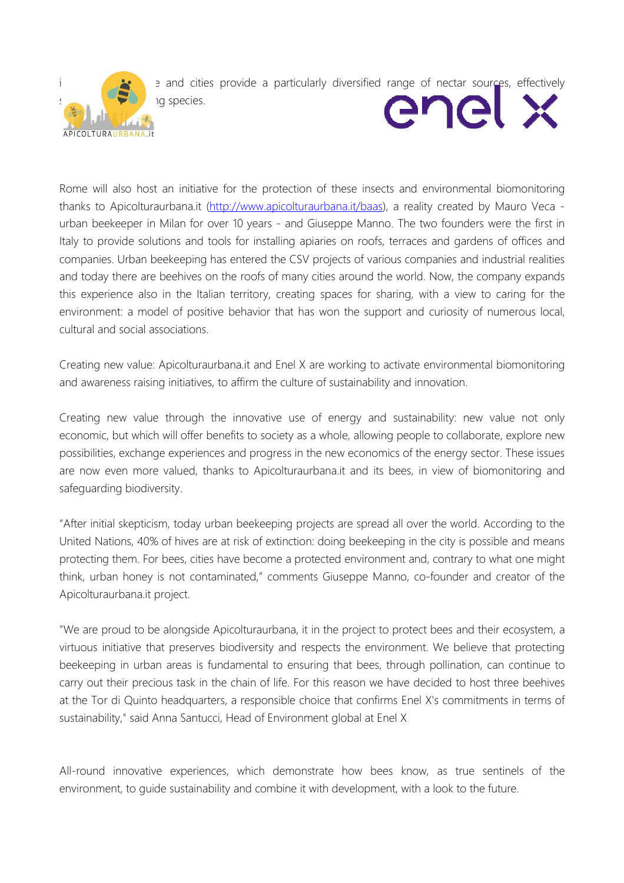i e and cities provide a particularly diversified range of nectar sources, effectively s ng species.

Rome will also host an initiative for the protection of these insects and environmental biomonitoring thanks to Apicolturaurbana.it (http://www.apicolturaurbana.it/baas), a reality created by Mauro Veca - urban beekeeper in Milan for over 10 years - and Giuseppe Manno. The two founders were the first in Italy to provide solutions and tools for installing apiaries on roofs, terraces and gardens of offices and companies. Urban beekeeping has entered the CSV projects of various companies and industrial realities and today there are beehives on the roofs of many cities around the world. Now, the company expands this experience also in the Italian territory, creating spaces for sharing, with a view to caring for the environment: a model of positive behavior that has won the support and curiosity of numerous local, cultural and social associations.

Creating new value: Apicolturaurbana.it and Enel X are working to activate environmental biomonitoring and awareness raising initiatives, to affirm the culture of sustainability and innovation.

Creating new value through the innovative use of energy and sustainability: new value not only economic, but which will offer benefits to society as a whole, allowing people to collaborate, explore new possibilities, exchange experiences and progress in the new economics of the energy sector. These issues are now even more valued, thanks to Apicolturaurbana.it and its bees, in view of biomonitoring and safeguarding biodiversity.

"After initial skepticism, today urban beekeeping projects are spread all over the world. According to the United Nations, 40% of hives are at risk of extinction: doing beekeeping in the city is possible and means protecting them. For bees, cities have become a protected environment and, contrary to what one might think, urban honey is not contaminated," comments Giuseppe Manno, co-founder and creator of the Apicolturaurbana.it project.

"We are proud to be alongside Apicolturaurbana, it in the project to protect bees and their ecosystem, a virtuous initiative that preserves biodiversity and respects the environment. We believe that protecting beekeeping in urban areas is fundamental to ensuring that bees, through pollination, can continue to carry out their precious task in the chain of life. For this reason we have decided to host three beehives at the Tor di Quinto headquarters, a responsible choice that confirms Enel X's commitments in terms of sustainability," said Anna Santucci, Head of Environment global at Enel X

All-round innovative experiences, which demonstrate how bees know, as true sentinels of the environment, to guide sustainability and combine it with development, with a look to the future.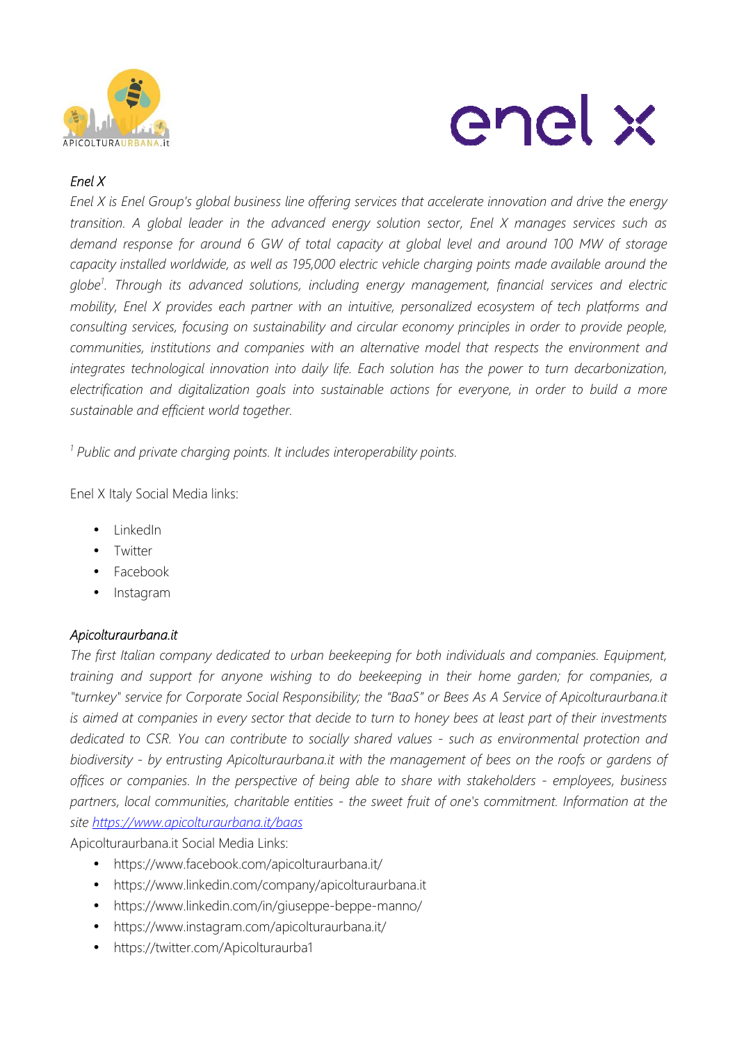*Enel X*

*Enel X is Enel Group's global business line offering services that accelerate innovation and drive the energy transition. A global leader in the advanced energy solution sector, Enel X manages services such as demand response for around 6 GW of total capacity at global level and around 100 MW of storage capacity installed worldwide, as well as 195,000 electric vehicle charging points made available around the globe*[1]*. Through its advanced solutions, including energy management, financial services and electric mobility, Enel X provides each partner with an intuitive, personalized ecosystem of tech platforms and consulting services, focusing on sustainability and circular economy principles in order to provide people, communities, institutions and companies with an alternative model that respects the environment and integrates technological innovation into daily life. Each solution has the power to turn decarbonization, electrification and digitalization goals into sustainable actions for everyone, in order to build a more sustainable and efficient world together.*

[1] *Public and private charging points. It includes interoperability points.*

Enel X Italy Social Media links:

- LinkedIn
- Twitter
- Facebook
- Instagram

*Apicolturaurbana.it*

*The first Italian company dedicated to urban beekeeping for both individuals and companies. Equipment, training and support for anyone wishing to do beekeeping in their home garden; for companies, a "turnkey" service for Corporate Social Responsibility; the "BaaS" or Bees As A Service of Apicolturaurbana.it is aimed at companies in every sector that decide to turn to honey bees at least part of their investments dedicated to CSR. You can contribute to socially shared values - such as environmental protection and biodiversity - by entrusting Apicolturaurbana.it with the management of bees on the roofs or gardens of offices or companies. In the perspective of being able to share with stakeholders - employees, business partners, local communities, charitable entities - the sweet fruit of one's commitment. Information at the site [https://www.apicolturaurbana.it/baas](https://www.apicolturaurbana.it/baas)*

Apicolturaurbana.it Social Media Links:

- https://www.facebook.com/apicolturaurbana.it/
- https://www.linkedin.com/company/apicolturaurbana.it
- https://www.linkedin.com/in/giuseppe-beppe-manno/
- https://www.instagram.com/apicolturaurbana.it/
- https://twitter.com/Apicolturaurba1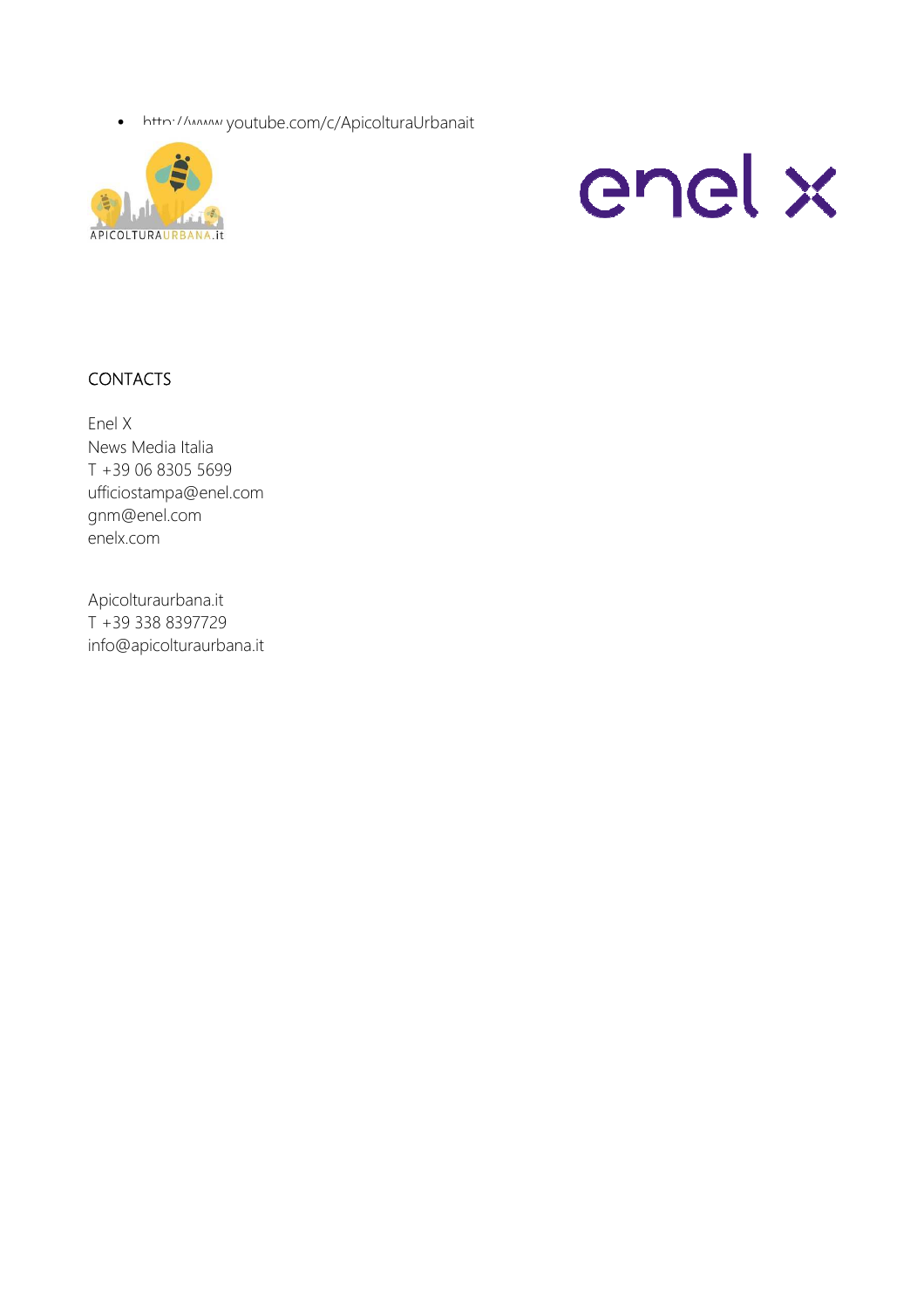- http://www.youtube.com/c/ApicolturaUrbanait

CONTACTS

Enel X
News Media Italia
T +39 06 8305 5699
ufficiostampa@enel.com
gnm@enel.com
enelx.com

Apicolturaurbana.it
T +39 338 8397729
info@apicolturaurbana.it